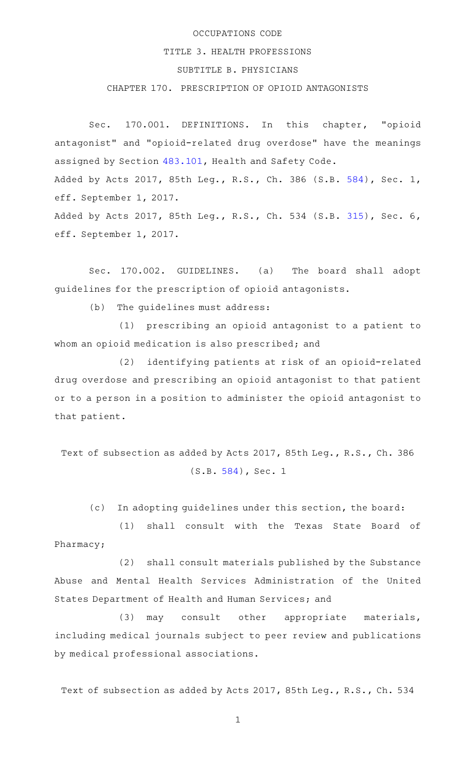OCCUPATIONS CODE

TITLE 3. HEALTH PROFESSIONS

SUBTITLE B. PHYSICIANS

CHAPTER 170. PRESCRIPTION OF OPIOID ANTAGONISTS

Sec. 170.001. DEFINITIONS. In this chapter, "opioid antagonist" and "opioid-related drug overdose" have the meanings assigned by Section 483.101, Health and Safety Code.

Added by Acts 2017, 85th Leg., R.S., Ch. 386 (S.B. 584), Sec. 1, eff. September 1, 2017.

Added by Acts 2017, 85th Leg., R.S., Ch. 534 (S.B. 315), Sec. 6, eff. September 1, 2017.

Sec. 170.002. GUIDELINES. (a) The board shall adopt guidelines for the prescription of opioid antagonists.

(b) The guidelines must address:

(1) prescribing an opioid antagonist to a patient to whom an opioid medication is also prescribed; and

(2) identifying patients at risk of an opioid-related drug overdose and prescribing an opioid antagonist to that patient or to a person in a position to administer the opioid antagonist to that patient.

Text of subsection as added by Acts 2017, 85th Leg., R.S., Ch. 386 (S.B. 584), Sec. 1

(c) In adopting guidelines under this section, the board:

(1) shall consult with the Texas State Board of Pharmacy;

(2) shall consult materials published by the Substance Abuse and Mental Health Services Administration of the United States Department of Health and Human Services; and

(3) may consult other appropriate materials, including medical journals subject to peer review and publications by medical professional associations.

Text of subsection as added by Acts 2017, 85th Leg., R.S., Ch. 534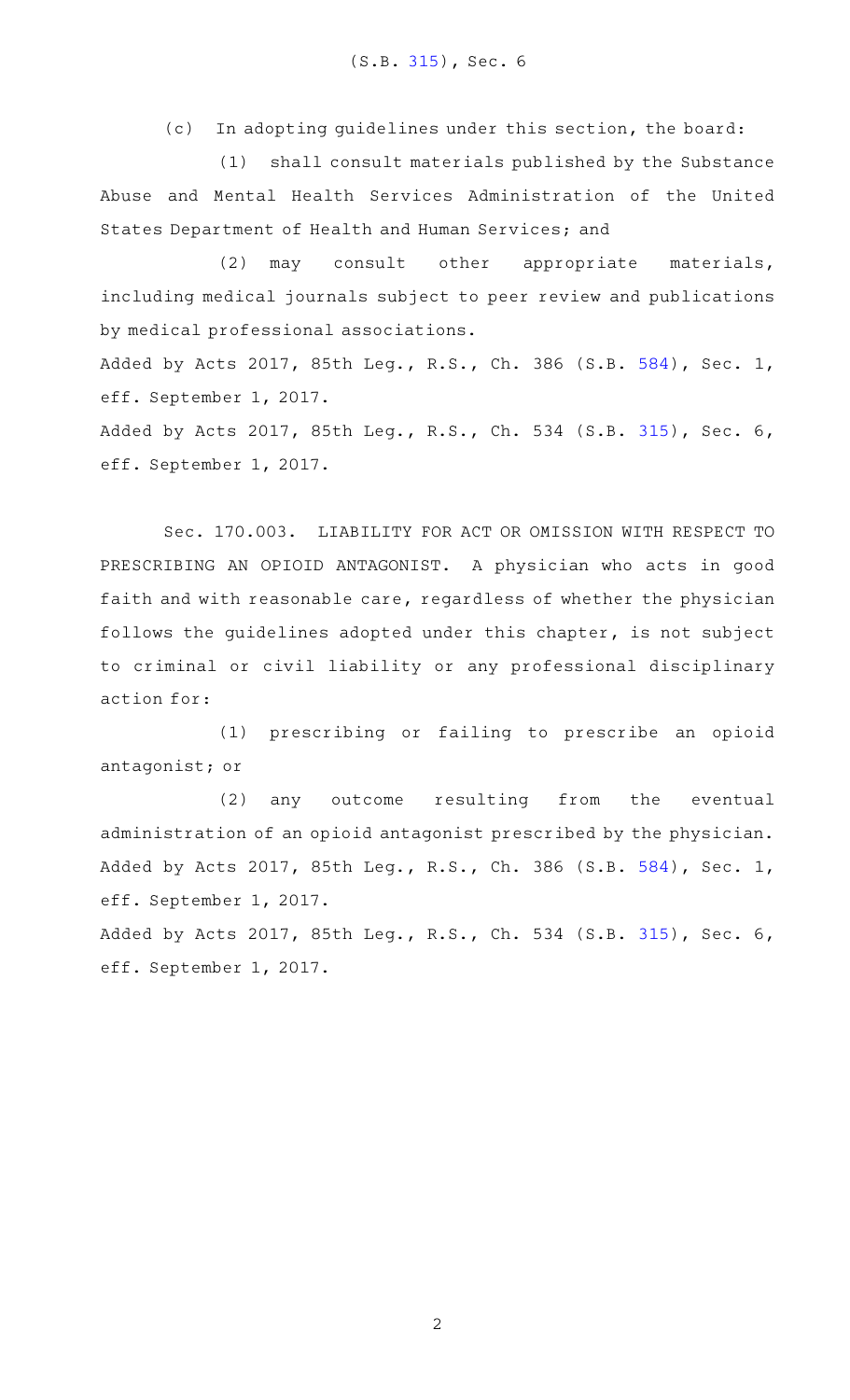(S.B. 315), Sec. 6

(c) In adopting guidelines under this section, the board:

(1) shall consult materials published by the Substance Abuse and Mental Health Services Administration of the United States Department of Health and Human Services; and

(2) may consult other appropriate materials, including medical journals subject to peer review and publications by medical professional associations.

Added by Acts 2017, 85th Leg., R.S., Ch. 386 (S.B. 584), Sec. 1, eff. September 1, 2017.

Added by Acts 2017, 85th Leg., R.S., Ch. 534 (S.B. 315), Sec. 6, eff. September 1, 2017.

Sec. 170.003. LIABILITY FOR ACT OR OMISSION WITH RESPECT TO PRESCRIBING AN OPIOID ANTAGONIST. A physician who acts in good faith and with reasonable care, regardless of whether the physician follows the guidelines adopted under this chapter, is not subject to criminal or civil liability or any professional disciplinary action for:

(1) prescribing or failing to prescribe an opioid antagonist; or

(2) any outcome resulting from the eventual administration of an opioid antagonist prescribed by the physician.

Added by Acts 2017, 85th Leg., R.S., Ch. 386 (S.B. 584), Sec. 1, eff. September 1, 2017.

Added by Acts 2017, 85th Leg., R.S., Ch. 534 (S.B. 315), Sec. 6, eff. September 1, 2017.